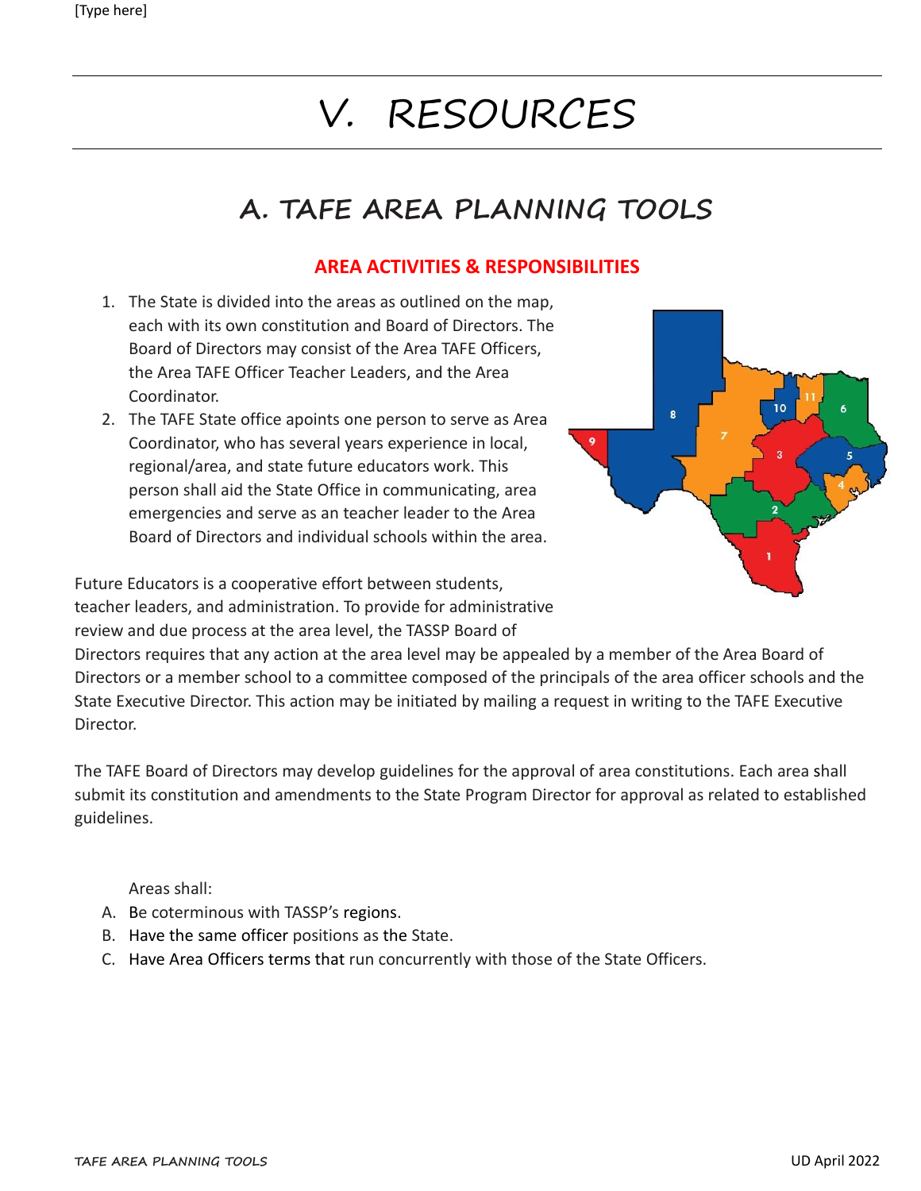# V. RESOURCES

## A. TAFE AREA PLANNING TOOLS

### AREA ACTIVITIES & RESPONSIBILITIES

1. The State is divided into the areas as outlined on the map, each with its own constitution and Board of Directors. The Board of Directors may consist of the Area TAFE Officers, the Area TAFE Officer Teacher Leaders, and the Area Coordinator.
2. The TAFE State office apoints one person to serve as Area Coordinator, who has several years experience in local, regional/area, and state future educators work. This person shall aid the State Office in communicating, area emergencies and serve as an teacher leader to the Area Board of Directors and individual schools within the area.

Future Educators is a cooperative effort between students, teacher leaders, and administration. To provide for administrative review and due process at the area level, the TASSP Board of Directors requires that any action at the area level may be appealed by a member of the Area Board of Directors or a member school to a committee composed of the principals of the area officer schools and the State Executive Director. This action may be initiated by mailing a request in writing to the TAFE Executive Director.

The TAFE Board of Directors may develop guidelines for the approval of area constitutions. Each area shall submit its constitution and amendments to the State Program Director for approval as related to established guidelines.

Areas shall:

A. Be coterminous with TASSP's regions.
B. Have the same officer positions as the State.
C. Have Area Officers terms that run concurrently with those of the State Officers.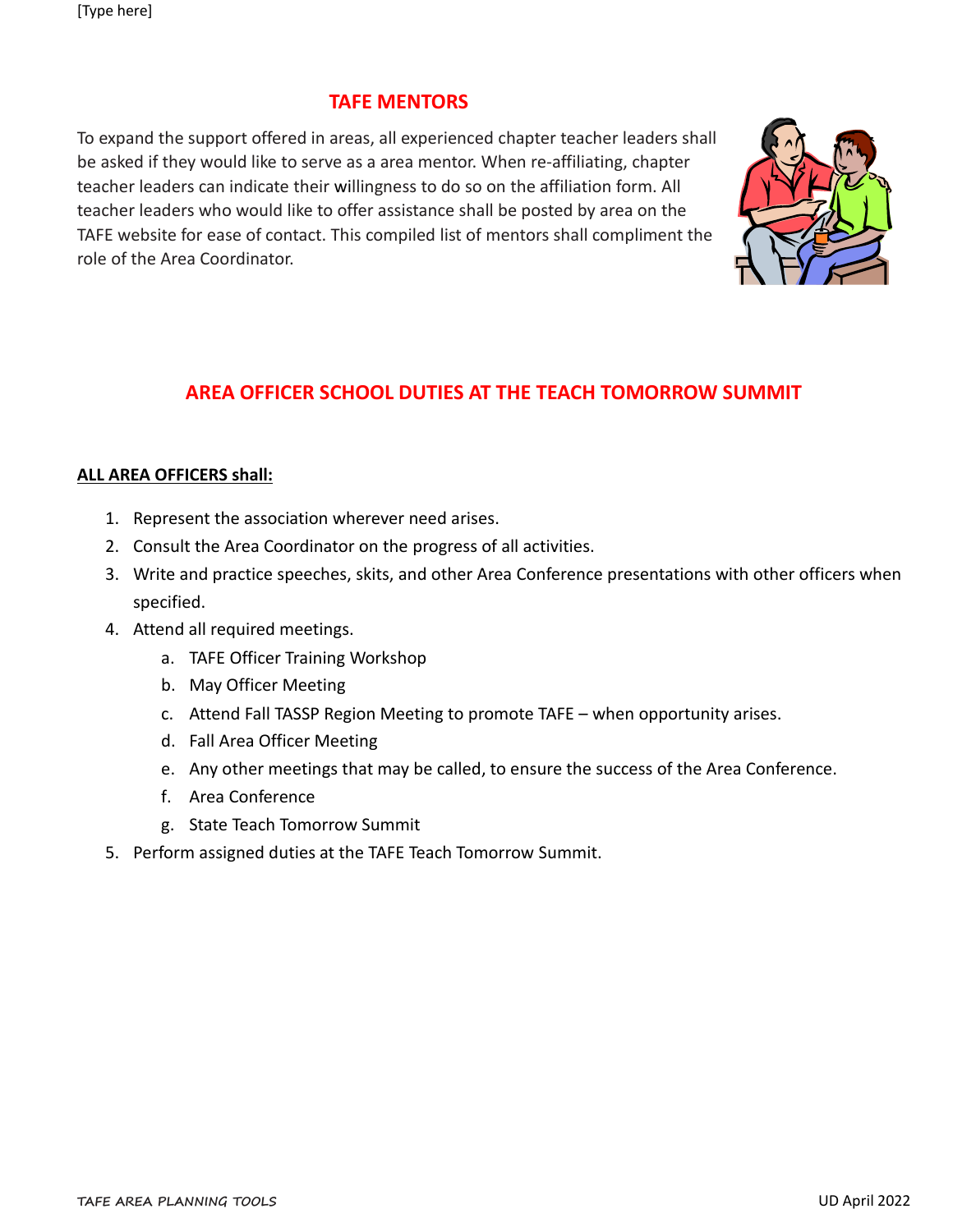## TAFE MENTORS

To expand the support offered in areas, all experienced chapter teacher leaders shall be asked if they would like to serve as a area mentor. When re-affiliating, chapter teacher leaders can indicate their willingness to do so on the affiliation form. All teacher leaders who would like to offer assistance shall be posted by area on the TAFE website for ease of contact. This compiled list of mentors shall compliment the role of the Area Coordinator.

## AREA OFFICER SCHOOL DUTIES AT THE TEACH TOMORROW SUMMIT

**ALL AREA OFFICERS shall:**

1. Represent the association wherever need arises.
2. Consult the Area Coordinator on the progress of all activities.
3. Write and practice speeches, skits, and other Area Conference presentations with other officers when specified.
4. Attend all required meetings.
    a. TAFE Officer Training Workshop
    b. May Officer Meeting
    c. Attend Fall TASSP Region Meeting to promote TAFE – when opportunity arises.
    d. Fall Area Officer Meeting
    e. Any other meetings that may be called, to ensure the success of the Area Conference.
    f. Area Conference
    g. State Teach Tomorrow Summit
5. Perform assigned duties at the TAFE Teach Tomorrow Summit.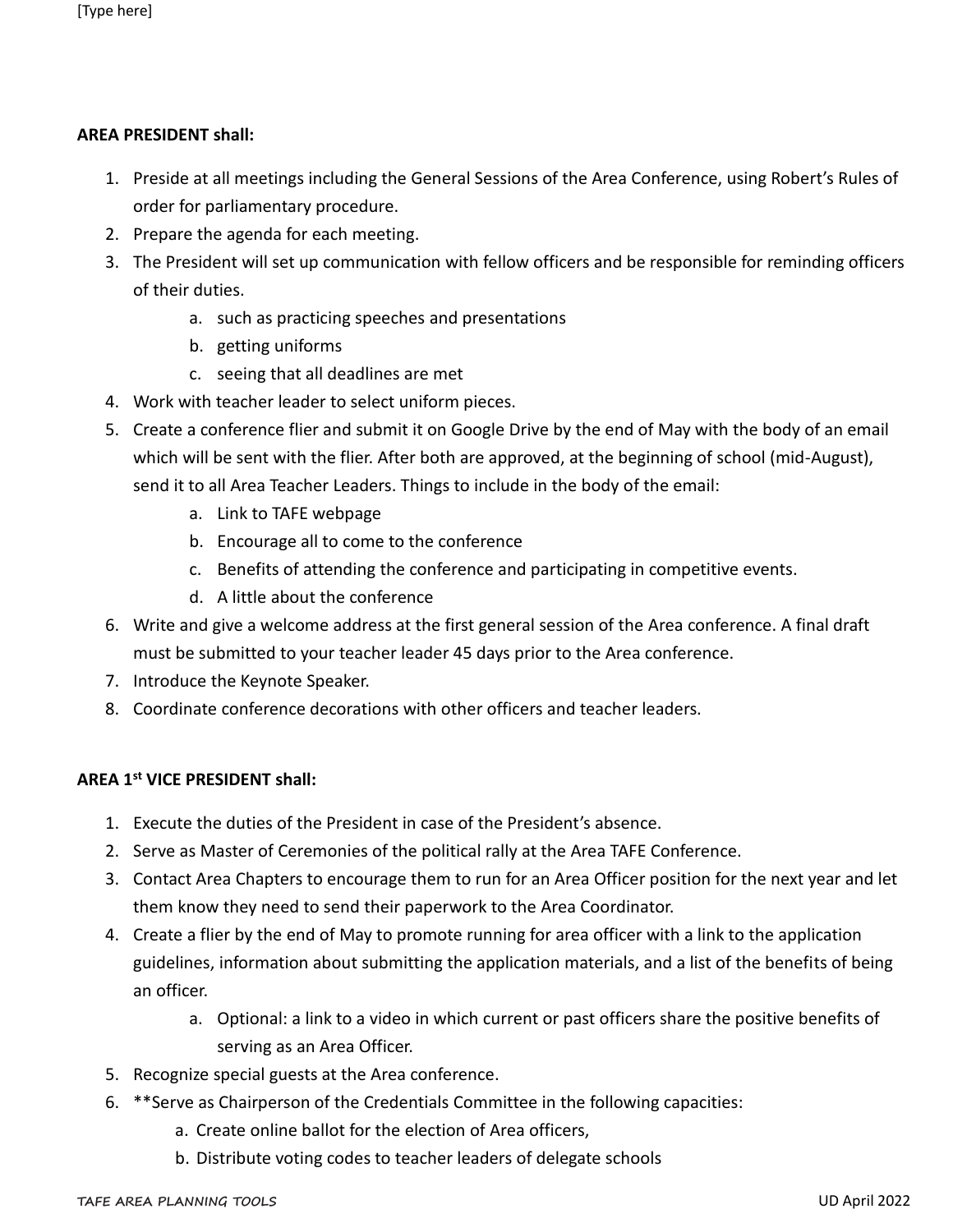**AREA PRESIDENT shall:**

1. Preside at all meetings including the General Sessions of the Area Conference, using Robert's Rules of order for parliamentary procedure.
2. Prepare the agenda for each meeting.
3. The President will set up communication with fellow officers and be responsible for reminding officers of their duties.
    a. such as practicing speeches and presentations
    b. getting uniforms
    c. seeing that all deadlines are met
4. Work with teacher leader to select uniform pieces.
5. Create a conference flier and submit it on Google Drive by the end of May with the body of an email which will be sent with the flier. After both are approved, at the beginning of school (mid-August), send it to all Area Teacher Leaders. Things to include in the body of the email:
    a. Link to TAFE webpage
    b. Encourage all to come to the conference
    c. Benefits of attending the conference and participating in competitive events.
    d. A little about the conference
6. Write and give a welcome address at the first general session of the Area conference. A final draft must be submitted to your teacher leader 45 days prior to the Area conference.
7. Introduce the Keynote Speaker.
8. Coordinate conference decorations with other officers and teacher leaders.

**AREA 1st VICE PRESIDENT shall:**

1. Execute the duties of the President in case of the President's absence.
2. Serve as Master of Ceremonies of the political rally at the Area TAFE Conference.
3. Contact Area Chapters to encourage them to run for an Area Officer position for the next year and let them know they need to send their paperwork to the Area Coordinator.
4. Create a flier by the end of May to promote running for area officer with a link to the application guidelines, information about submitting the application materials, and a list of the benefits of being an officer.
    a. Optional: a link to a video in which current or past officers share the positive benefits of serving as an Area Officer.
5. Recognize special guests at the Area conference.
6. **Serve as Chairperson of the Credentials Committee in the following capacities:
    a. Create online ballot for the election of Area officers,
    b. Distribute voting codes to teacher leaders of delegate schools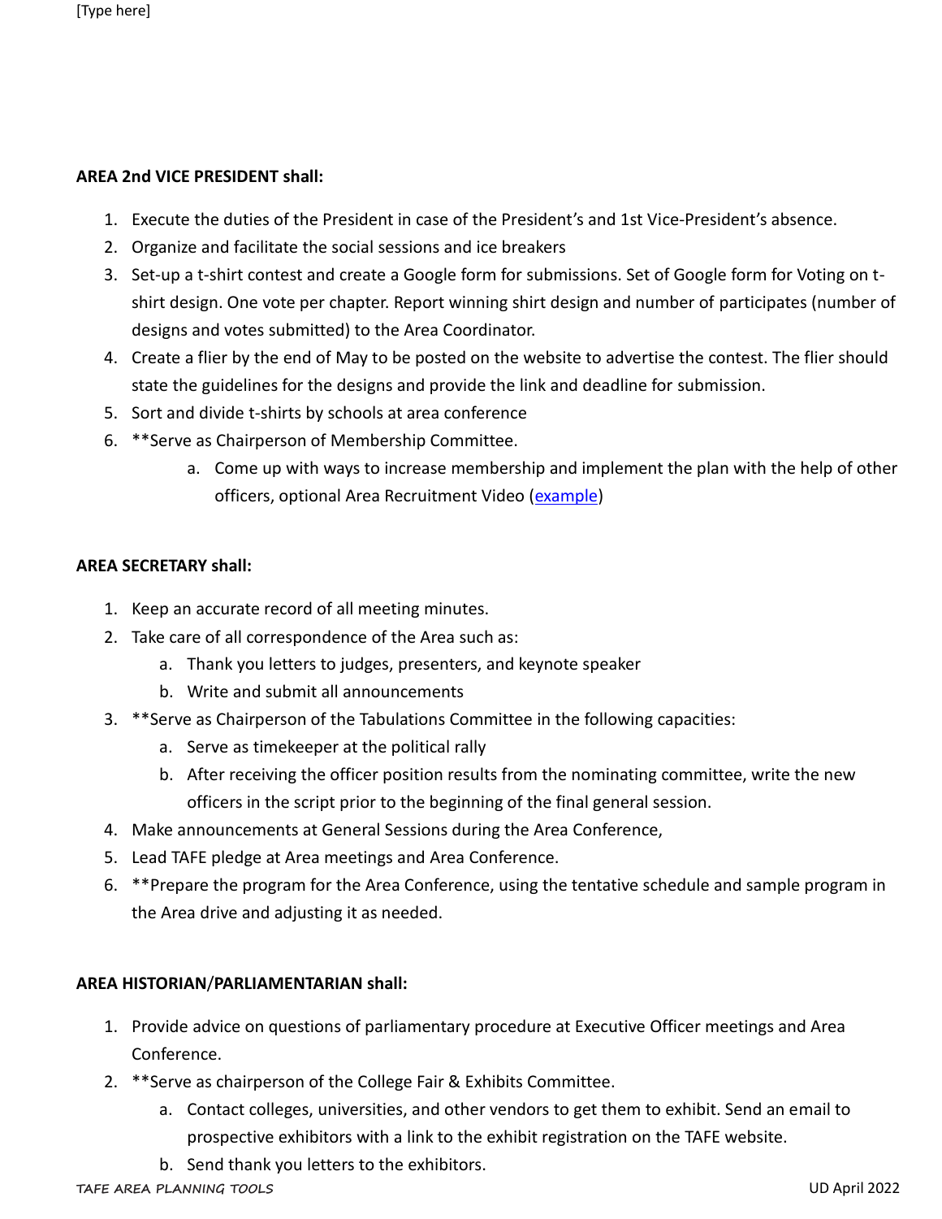**AREA 2nd VICE PRESIDENT shall:**

1. Execute the duties of the President in case of the President's and 1st Vice-President's absence.
2. Organize and facilitate the social sessions and ice breakers
3. Set-up a t-shirt contest and create a Google form for submissions. Set of Google form for Voting on t-shirt design. One vote per chapter. Report winning shirt design and number of participates (number of designs and votes submitted) to the Area Coordinator.
4. Create a flier by the end of May to be posted on the website to advertise the contest. The flier should state the guidelines for the designs and provide the link and deadline for submission.
5. Sort and divide t-shirts by schools at area conference
6. **Serve as Chairperson of Membership Committee.
    a. Come up with ways to increase membership and implement the plan with the help of other officers, optional Area Recruitment Video (example)

**AREA SECRETARY shall:**

1. Keep an accurate record of all meeting minutes.
2. Take care of all correspondence of the Area such as:
    a. Thank you letters to judges, presenters, and keynote speaker
    b. Write and submit all announcements
3. **Serve as Chairperson of the Tabulations Committee in the following capacities:
    a. Serve as timekeeper at the political rally
    b. After receiving the officer position results from the nominating committee, write the new officers in the script prior to the beginning of the final general session.
4. Make announcements at General Sessions during the Area Conference,
5. Lead TAFE pledge at Area meetings and Area Conference.
6. **Prepare the program for the Area Conference, using the tentative schedule and sample program in the Area drive and adjusting it as needed.

**AREA HISTORIAN/PARLIAMENTARIAN shall:**

1. Provide advice on questions of parliamentary procedure at Executive Officer meetings and Area Conference.
2. **Serve as chairperson of the College Fair & Exhibits Committee.
    a. Contact colleges, universities, and other vendors to get them to exhibit. Send an email to prospective exhibitors with a link to the exhibit registration on the TAFE website.
    b. Send thank you letters to the exhibitors.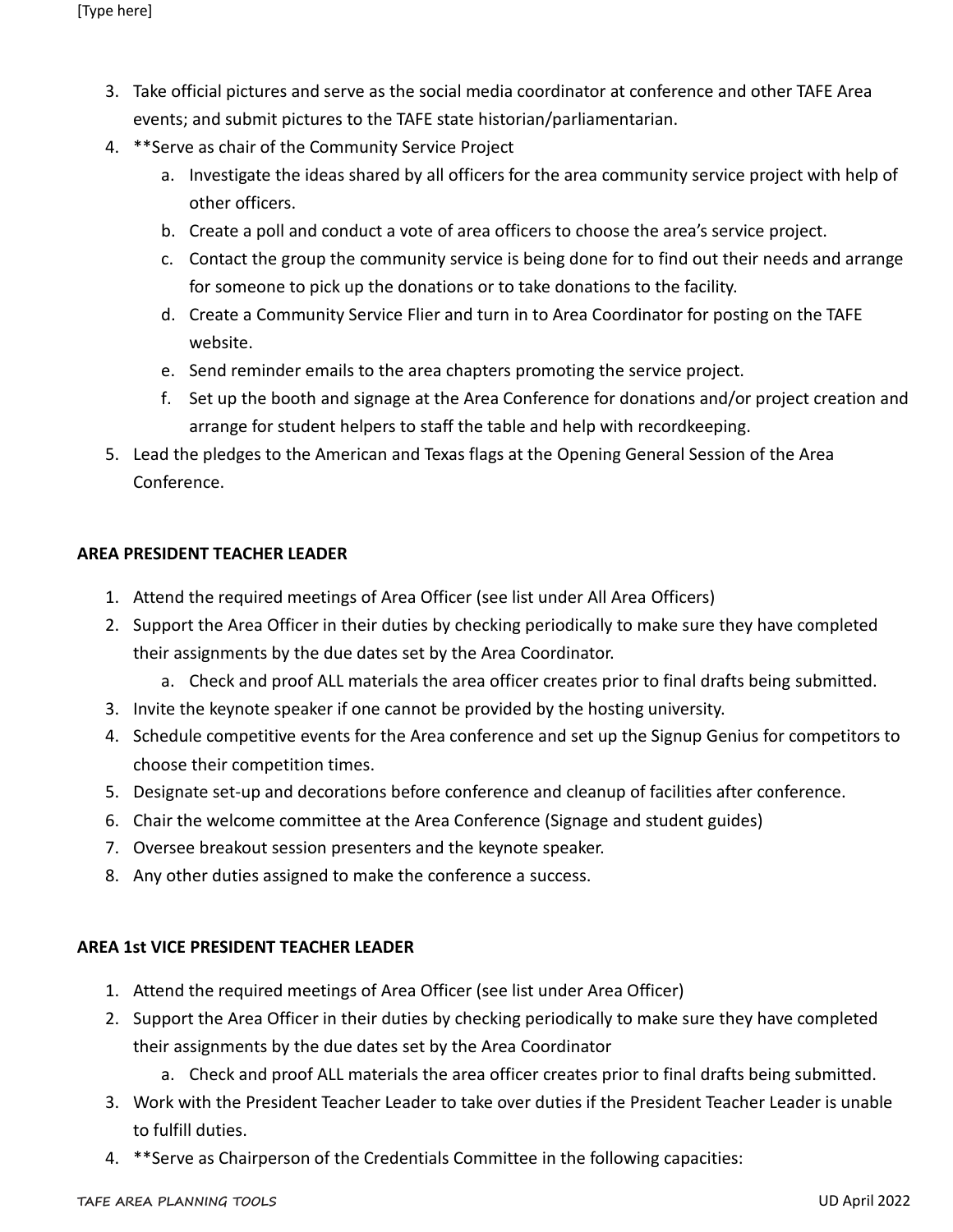3. Take official pictures and serve as the social media coordinator at conference and other TAFE Area events; and submit pictures to the TAFE state historian/parliamentarian.
4. **Serve as chair of the Community Service Project
    a. Investigate the ideas shared by all officers for the area community service project with help of other officers.
    b. Create a poll and conduct a vote of area officers to choose the area's service project.
    c. Contact the group the community service is being done for to find out their needs and arrange for someone to pick up the donations or to take donations to the facility.
    d. Create a Community Service Flier and turn in to Area Coordinator for posting on the TAFE website.
    e. Send reminder emails to the area chapters promoting the service project.
    f. Set up the booth and signage at the Area Conference for donations and/or project creation and arrange for student helpers to staff the table and help with recordkeeping.
5. Lead the pledges to the American and Texas flags at the Opening General Session of the Area Conference.

**AREA PRESIDENT TEACHER LEADER**

1. Attend the required meetings of Area Officer (see list under All Area Officers)
2. Support the Area Officer in their duties by checking periodically to make sure they have completed their assignments by the due dates set by the Area Coordinator.
    a. Check and proof ALL materials the area officer creates prior to final drafts being submitted.
3. Invite the keynote speaker if one cannot be provided by the hosting university.
4. Schedule competitive events for the Area conference and set up the Signup Genius for competitors to choose their competition times.
5. Designate set-up and decorations before conference and cleanup of facilities after conference.
6. Chair the welcome committee at the Area Conference (Signage and student guides)
7. Oversee breakout session presenters and the keynote speaker.
8. Any other duties assigned to make the conference a success.

**AREA 1st VICE PRESIDENT TEACHER LEADER**

1. Attend the required meetings of Area Officer (see list under Area Officer)
2. Support the Area Officer in their duties by checking periodically to make sure they have completed their assignments by the due dates set by the Area Coordinator
    a. Check and proof ALL materials the area officer creates prior to final drafts being submitted.
3. Work with the President Teacher Leader to take over duties if the President Teacher Leader is unable to fulfill duties.
4. **Serve as Chairperson of the Credentials Committee in the following capacities: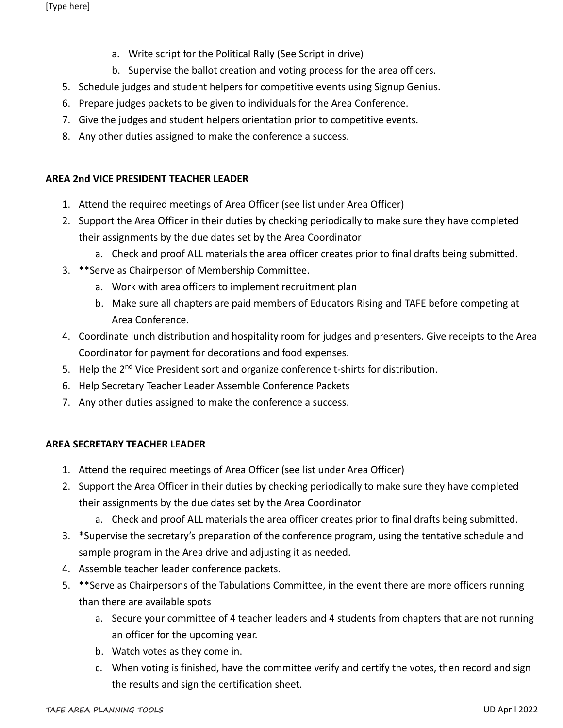a. Write script for the Political Rally (See Script in drive)
    b. Supervise the ballot creation and voting process for the area officers.
5. Schedule judges and student helpers for competitive events using Signup Genius.
6. Prepare judges packets to be given to individuals for the Area Conference.
7. Give the judges and student helpers orientation prior to competitive events.
8. Any other duties assigned to make the conference a success.

**AREA 2nd VICE PRESIDENT TEACHER LEADER**

1. Attend the required meetings of Area Officer (see list under Area Officer)
2. Support the Area Officer in their duties by checking periodically to make sure they have completed their assignments by the due dates set by the Area Coordinator
    a. Check and proof ALL materials the area officer creates prior to final drafts being submitted.
3. **Serve as Chairperson of Membership Committee.
    a. Work with area officers to implement recruitment plan
    b. Make sure all chapters are paid members of Educators Rising and TAFE before competing at Area Conference.
4. Coordinate lunch distribution and hospitality room for judges and presenters. Give receipts to the Area Coordinator for payment for decorations and food expenses.
5. Help the 2nd Vice President sort and organize conference t-shirts for distribution.
6. Help Secretary Teacher Leader Assemble Conference Packets
7. Any other duties assigned to make the conference a success.

**AREA SECRETARY TEACHER LEADER**

1. Attend the required meetings of Area Officer (see list under Area Officer)
2. Support the Area Officer in their duties by checking periodically to make sure they have completed their assignments by the due dates set by the Area Coordinator
    a. Check and proof ALL materials the area officer creates prior to final drafts being submitted.
3. *Supervise the secretary's preparation of the conference program, using the tentative schedule and sample program in the Area drive and adjusting it as needed.
4. Assemble teacher leader conference packets.
5. **Serve as Chairpersons of the Tabulations Committee, in the event there are more officers running than there are available spots
    a. Secure your committee of 4 teacher leaders and 4 students from chapters that are not running an officer for the upcoming year.
    b. Watch votes as they come in.
    c. When voting is finished, have the committee verify and certify the votes, then record and sign the results and sign the certification sheet.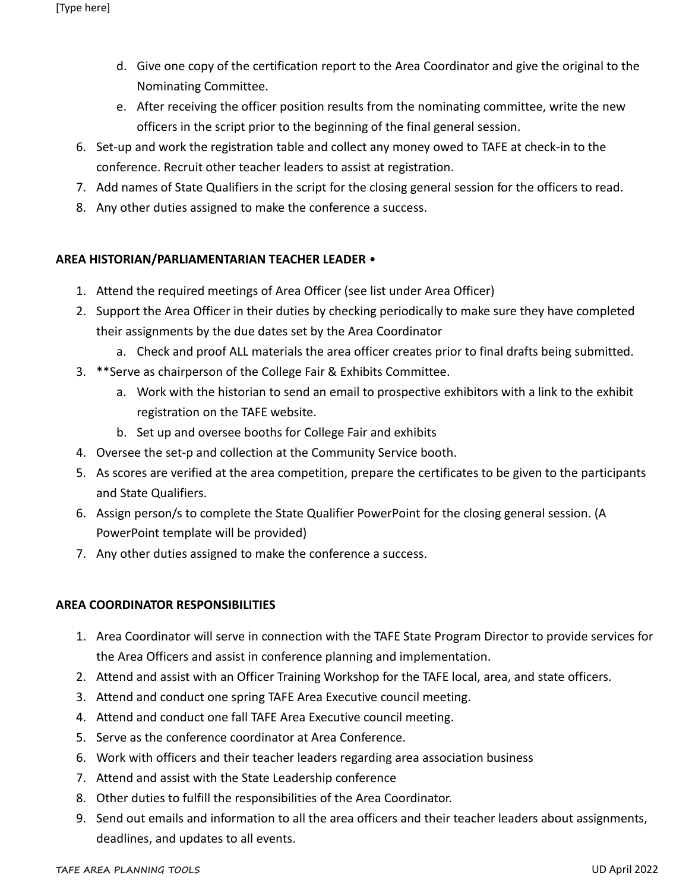d. Give one copy of the certification report to the Area Coordinator and give the original to the Nominating Committee.
   e. After receiving the officer position results from the nominating committee, write the new officers in the script prior to the beginning of the final general session.
6. Set-up and work the registration table and collect any money owed to TAFE at check-in to the conference. Recruit other teacher leaders to assist at registration.
7. Add names of State Qualifiers in the script for the closing general session for the officers to read.
8. Any other duties assigned to make the conference a success.

**AREA HISTORIAN/PARLIAMENTARIAN TEACHER LEADER** •

1. Attend the required meetings of Area Officer (see list under Area Officer)
2. Support the Area Officer in their duties by checking periodically to make sure they have completed their assignments by the due dates set by the Area Coordinator
   a. Check and proof ALL materials the area officer creates prior to final drafts being submitted.
3. **Serve as chairperson of the College Fair & Exhibits Committee.
   a. Work with the historian to send an email to prospective exhibitors with a link to the exhibit registration on the TAFE website.
   b. Set up and oversee booths for College Fair and exhibits
4. Oversee the set-p and collection at the Community Service booth.
5. As scores are verified at the area competition, prepare the certificates to be given to the participants and State Qualifiers.
6. Assign person/s to complete the State Qualifier PowerPoint for the closing general session. (A PowerPoint template will be provided)
7. Any other duties assigned to make the conference a success.

**AREA COORDINATOR RESPONSIBILITIES**

1. Area Coordinator will serve in connection with the TAFE State Program Director to provide services for the Area Officers and assist in conference planning and implementation.
2. Attend and assist with an Officer Training Workshop for the TAFE local, area, and state officers.
3. Attend and conduct one spring TAFE Area Executive council meeting.
4. Attend and conduct one fall TAFE Area Executive council meeting.
5. Serve as the conference coordinator at Area Conference.
6. Work with officers and their teacher leaders regarding area association business
7. Attend and assist with the State Leadership conference
8. Other duties to fulfill the responsibilities of the Area Coordinator.
9. Send out emails and information to all the area officers and their teacher leaders about assignments, deadlines, and updates to all events.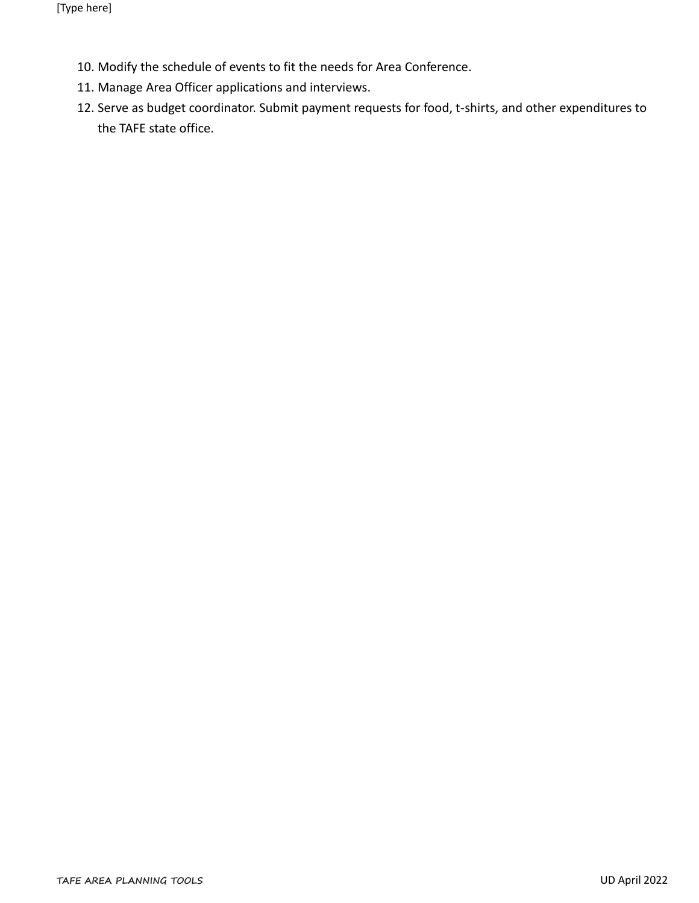10. Modify the schedule of events to fit the needs for Area Conference.
11. Manage Area Officer applications and interviews.
12. Serve as budget coordinator. Submit payment requests for food, t-shirts, and other expenditures to the TAFE state office.